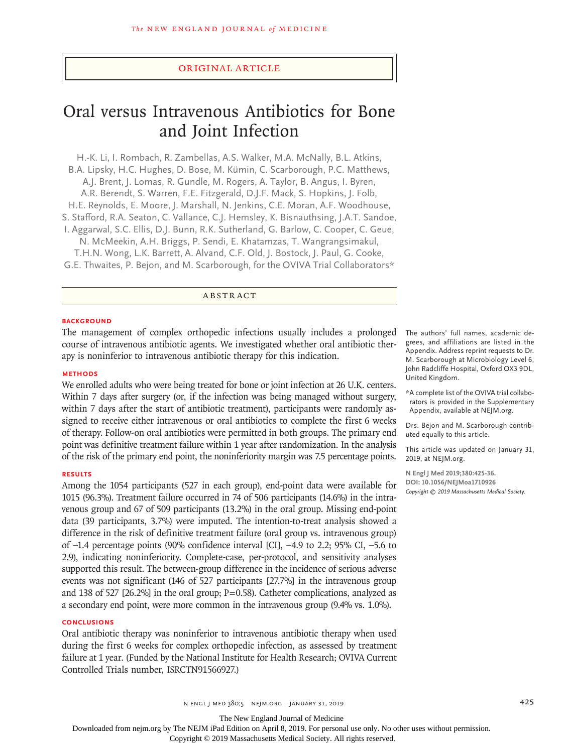ORIGINAL ARTICLE

# Oral versus Intravenous Antibiotics for Bone and Joint Infection

H.-K. Li, I. Rombach, R. Zambellas, A.S. Walker, M.A. McNally, B.L. Atkins, B.A. Lipsky, H.C. Hughes, D. Bose, M. Kümin, C. Scarborough, P.C. Matthews, A.J. Brent, J. Lomas, R. Gundle, M. Rogers, A. Taylor, B. Angus, I. Byren, A.R. Berendt, S. Warren, F.E. Fitzgerald, D.J.F. Mack, S. Hopkins, J. Folb, H.E. Reynolds, E. Moore, J. Marshall, N. Jenkins, C.E. Moran, A.F. Woodhouse, S. Stafford, R.A. Seaton, C. Vallance, C.J. Hemsley, K. Bisnauthsing, J.A.T. Sandoe, I. Aggarwal, S.C. Ellis, D.J. Bunn, R.K. Sutherland, G. Barlow, C. Cooper, C. Geue, N. McMeekin, A.H. Briggs, P. Sendi, E. Khatamzas, T. Wangrangsimakul, T.H.N. Wong, L.K. Barrett, A. Alvand, C.F. Old, J. Bostock, J. Paul, G. Cooke, G.E. Thwaites, P. Bejon, and M. Scarborough, for the OVIVA Trial Collaborators*

## ABSTRACT

### BACKGROUND

The management of complex orthopedic infections usually includes a prolonged course of intravenous antibiotic agents. We investigated whether oral antibiotic therapy is noninferior to intravenous antibiotic therapy for this indication.

### METHODS

We enrolled adults who were being treated for bone or joint infection at 26 U.K. centers. Within 7 days after surgery (or, if the infection was being managed without surgery, within 7 days after the start of antibiotic treatment), participants were randomly assigned to receive either intravenous or oral antibiotics to complete the first 6 weeks of therapy. Follow-on oral antibiotics were permitted in both groups. The primary end point was definitive treatment failure within 1 year after randomization. In the analysis of the risk of the primary end point, the noninferiority margin was 7.5 percentage points.

### RESULTS

Among the 1054 participants (527 in each group), end-point data were available for 1015 (96.3%). Treatment failure occurred in 74 of 506 participants (14.6%) in the intravenous group and 67 of 509 participants (13.2%) in the oral group. Missing end-point data (39 participants, 3.7%) were imputed. The intention-to-treat analysis showed a difference in the risk of definitive treatment failure (oral group vs. intravenous group) of −1.4 percentage points (90% confidence interval [CI], −4.9 to 2.2; 95% CI, −5.6 to 2.9), indicating noninferiority. Complete-case, per-protocol, and sensitivity analyses supported this result. The between-group difference in the incidence of serious adverse events was not significant (146 of 527 participants [27.7%] in the intravenous group and 138 of 527 [26.2%] in the oral group; P=0.58). Catheter complications, analyzed as a secondary end point, were more common in the intravenous group (9.4% vs. 1.0%).

### CONCLUSIONS

Oral antibiotic therapy was noninferior to intravenous antibiotic therapy when used during the first 6 weeks for complex orthopedic infection, as assessed by treatment failure at 1 year. (Funded by the National Institute for Health Research; OVIVA Current Controlled Trials number, ISRCTN91566927.)

The authors' full names, academic degrees, and affiliations are listed in the Appendix. Address reprint requests to Dr. M. Scarborough at Microbiology Level 6, John Radcliffe Hospital, Oxford OX3 9DL, United Kingdom.

*A complete list of the OVIVA trial collaborators is provided in the Supplementary Appendix, available at NEJM.org.

Drs. Bejon and M. Scarborough contributed equally to this article.

This article was updated on January 31, 2019, at NEJM.org.

N Engl J Med 2019;380:425-36.
DOI: 10.1056/NEJMoa1710926
Copyright © 2019 Massachusetts Medical Society.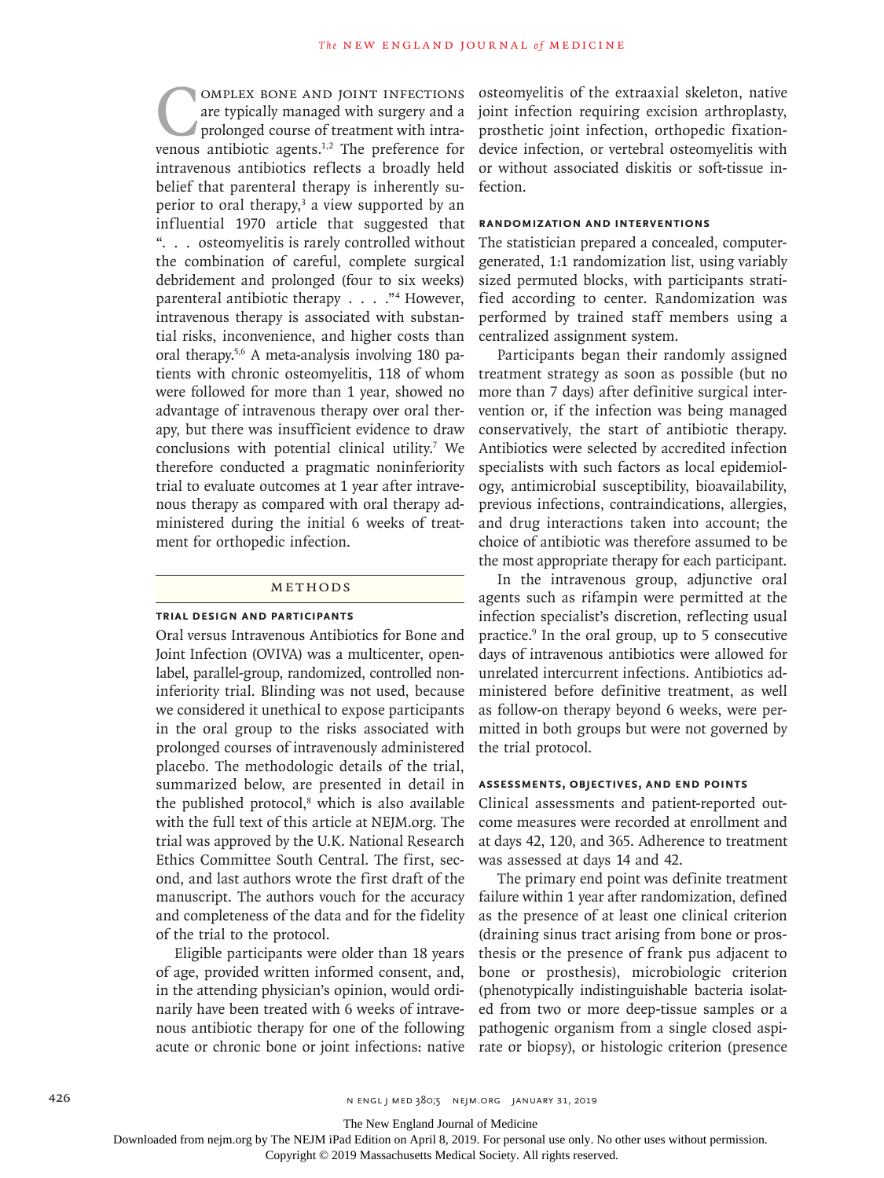Complex bone and joint infections are typically managed with surgery and a prolonged course of treatment with intravenous antibiotic agents.[1,2] The preference for intravenous antibiotics reflects a broadly held belief that parenteral therapy is inherently superior to oral therapy,[3] a view supported by an influential 1970 article that suggested that ". . . osteomyelitis is rarely controlled without the combination of careful, complete surgical debridement and prolonged (four to six weeks) parenteral antibiotic therapy . . . ."[4] However, intravenous therapy is associated with substantial risks, inconvenience, and higher costs than oral therapy.[5,6] A meta-analysis involving 180 patients with chronic osteomyelitis, 118 of whom were followed for more than 1 year, showed no advantage of intravenous therapy over oral therapy, but there was insufficient evidence to draw conclusions with potential clinical utility.[7] We therefore conducted a pragmatic noninferiority trial to evaluate outcomes at 1 year after intravenous therapy as compared with oral therapy administered during the initial 6 weeks of treatment for orthopedic infection.

## Methods

### Trial Design and Participants

Oral versus Intravenous Antibiotics for Bone and Joint Infection (OVIVA) was a multicenter, open-label, parallel-group, randomized, controlled noninferiority trial. Blinding was not used, because we considered it unethical to expose participants in the oral group to the risks associated with prolonged courses of intravenously administered placebo. The methodologic details of the trial, summarized below, are presented in detail in the published protocol,[8] which is also available with the full text of this article at NEJM.org. The trial was approved by the U.K. National Research Ethics Committee South Central. The first, second, and last authors wrote the first draft of the manuscript. The authors vouch for the accuracy and completeness of the data and for the fidelity of the trial to the protocol.

Eligible participants were older than 18 years of age, provided written informed consent, and, in the attending physician's opinion, would ordinarily have been treated with 6 weeks of intravenous antibiotic therapy for one of the following acute or chronic bone or joint infections: native osteomyelitis of the extraaxial skeleton, native joint infection requiring excision arthroplasty, prosthetic joint infection, orthopedic fixation-device infection, or vertebral osteomyelitis with or without associated diskitis or soft-tissue infection.

### Randomization and Interventions

The statistician prepared a concealed, computer-generated, 1:1 randomization list, using variably sized permuted blocks, with participants stratified according to center. Randomization was performed by trained staff members using a centralized assignment system.

Participants began their randomly assigned treatment strategy as soon as possible (but no more than 7 days) after definitive surgical intervention or, if the infection was being managed conservatively, the start of antibiotic therapy. Antibiotics were selected by accredited infection specialists with such factors as local epidemiology, antimicrobial susceptibility, bioavailability, previous infections, contraindications, allergies, and drug interactions taken into account; the choice of antibiotic was therefore assumed to be the most appropriate therapy for each participant.

In the intravenous group, adjunctive oral agents such as rifampin were permitted at the infection specialist's discretion, reflecting usual practice.[9] In the oral group, up to 5 consecutive days of intravenous antibiotics were allowed for unrelated intercurrent infections. Antibiotics administered before definitive treatment, as well as follow-on therapy beyond 6 weeks, were permitted in both groups but were not governed by the trial protocol.

### Assessments, Objectives, and End Points

Clinical assessments and patient-reported outcome measures were recorded at enrollment and at days 42, 120, and 365. Adherence to treatment was assessed at days 14 and 42.

The primary end point was definite treatment failure within 1 year after randomization, defined as the presence of at least one clinical criterion (draining sinus tract arising from bone or prosthesis or the presence of frank pus adjacent to bone or prosthesis), microbiologic criterion (phenotypically indistinguishable bacteria isolated from two or more deep-tissue samples or a pathogenic organism from a single closed aspirate or biopsy), or histologic criterion (presence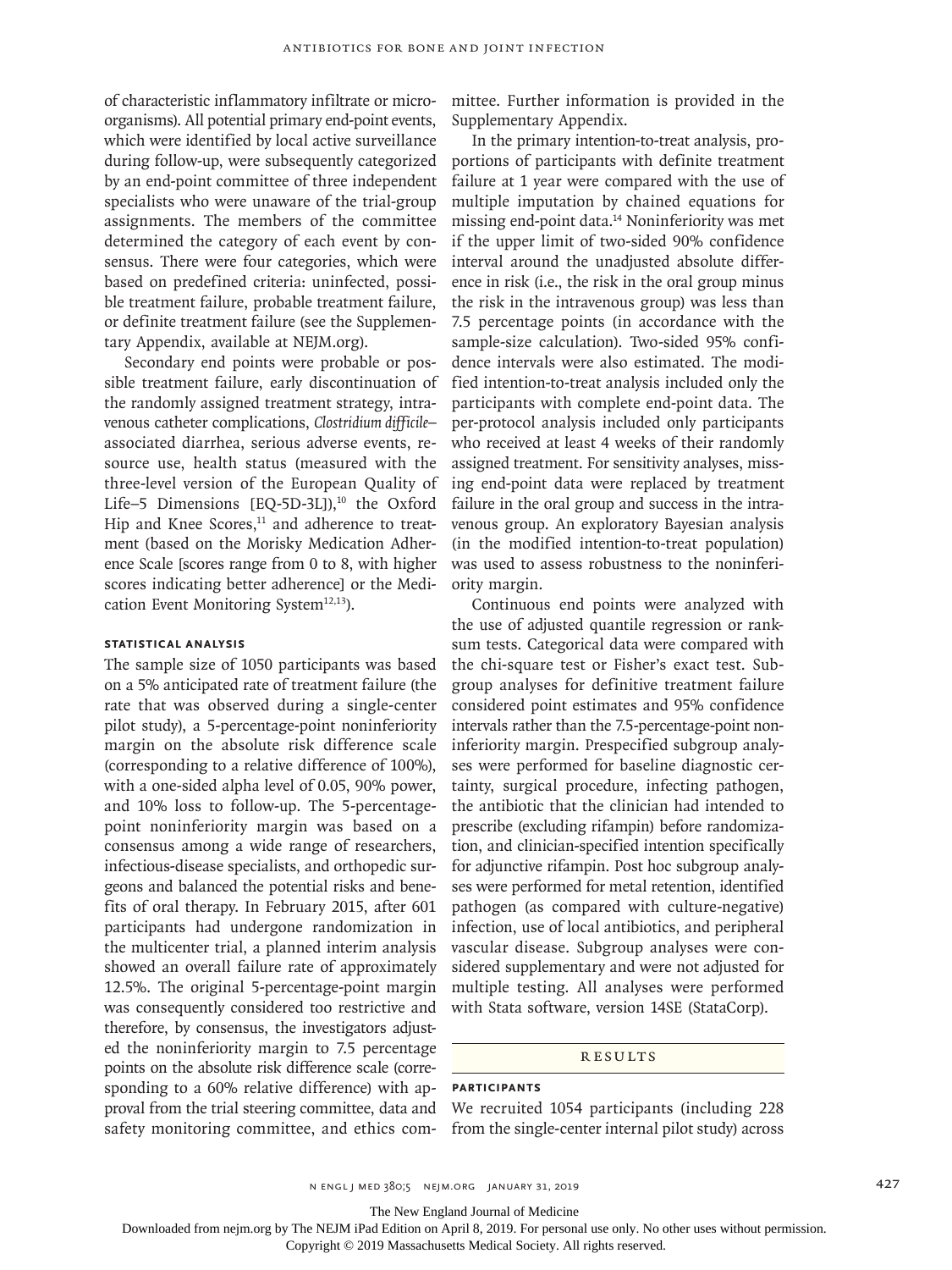of characteristic inflammatory infiltrate or microorganisms). All potential primary end-point events, which were identified by local active surveillance during follow-up, were subsequently categorized by an end-point committee of three independent specialists who were unaware of the trial-group assignments. The members of the committee determined the category of each event by consensus. There were four categories, which were based on predefined criteria: uninfected, possible treatment failure, probable treatment failure, or definite treatment failure (see the Supplementary Appendix, available at NEJM.org).

Secondary end points were probable or possible treatment failure, early discontinuation of the randomly assigned treatment strategy, intravenous catheter complications, *Clostridium difficile*–associated diarrhea, serious adverse events, resource use, health status (measured with the three-level version of the European Quality of Life–5 Dimensions [EQ-5D-3L]),[10] the Oxford Hip and Knee Scores,[11] and adherence to treatment (based on the Morisky Medication Adherence Scale [scores range from 0 to 8, with higher scores indicating better adherence] or the Medication Event Monitoring System[12,13]).

### STATISTICAL ANALYSIS

The sample size of 1050 participants was based on a 5% anticipated rate of treatment failure (the rate that was observed during a single-center pilot study), a 5-percentage-point noninferiority margin on the absolute risk difference scale (corresponding to a relative difference of 100%), with a one-sided alpha level of 0.05, 90% power, and 10% loss to follow-up. The 5-percentage-point noninferiority margin was based on a consensus among a wide range of researchers, infectious-disease specialists, and orthopedic surgeons and balanced the potential risks and benefits of oral therapy. In February 2015, after 601 participants had undergone randomization in the multicenter trial, a planned interim analysis showed an overall failure rate of approximately 12.5%. The original 5-percentage-point margin was consequently considered too restrictive and therefore, by consensus, the investigators adjusted the noninferiority margin to 7.5 percentage points on the absolute risk difference scale (corresponding to a 60% relative difference) with approval from the trial steering committee, data and safety monitoring committee, and ethics committee. Further information is provided in the Supplementary Appendix.

In the primary intention-to-treat analysis, proportions of participants with definite treatment failure at 1 year were compared with the use of multiple imputation by chained equations for missing end-point data.[14] Noninferiority was met if the upper limit of two-sided 90% confidence interval around the unadjusted absolute difference in risk (i.e., the risk in the oral group minus the risk in the intravenous group) was less than 7.5 percentage points (in accordance with the sample-size calculation). Two-sided 95% confidence intervals were also estimated. The modified intention-to-treat analysis included only the participants with complete end-point data. The per-protocol analysis included only participants who received at least 4 weeks of their randomly assigned treatment. For sensitivity analyses, missing end-point data were replaced by treatment failure in the oral group and success in the intravenous group. An exploratory Bayesian analysis (in the modified intention-to-treat population) was used to assess robustness to the noninferiority margin.

Continuous end points were analyzed with the use of adjusted quantile regression or rank-sum tests. Categorical data were compared with the chi-square test or Fisher's exact test. Subgroup analyses for definitive treatment failure considered point estimates and 95% confidence intervals rather than the 7.5-percentage-point noninferiority margin. Prespecified subgroup analyses were performed for baseline diagnostic certainty, surgical procedure, infecting pathogen, the antibiotic that the clinician had intended to prescribe (excluding rifampin) before randomization, and clinician-specified intention specifically for adjunctive rifampin. Post hoc subgroup analyses were performed for metal retention, identified pathogen (as compared with culture-negative) infection, use of local antibiotics, and peripheral vascular disease. Subgroup analyses were considered supplementary and were not adjusted for multiple testing. All analyses were performed with Stata software, version 14SE (StataCorp).

## RESULTS

### PARTICIPANTS

We recruited 1054 participants (including 228 from the single-center internal pilot study) across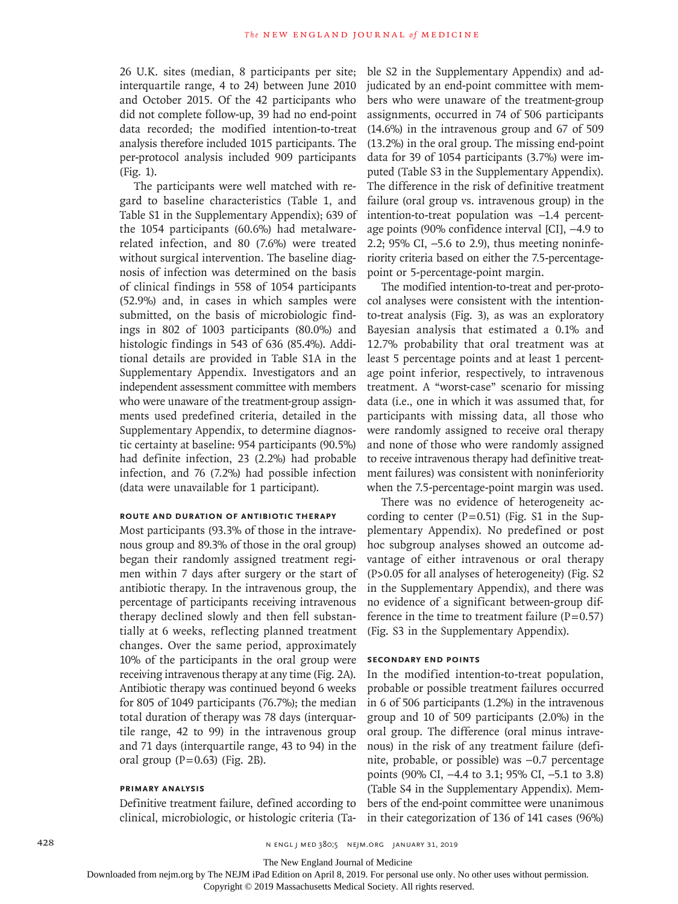26 U.K. sites (median, 8 participants per site; interquartile range, 4 to 24) between June 2010 and October 2015. Of the 42 participants who did not complete follow-up, 39 had no end-point data recorded; the modified intention-to-treat analysis therefore included 1015 participants. The per-protocol analysis included 909 participants (Fig. 1).

The participants were well matched with regard to baseline characteristics (Table 1, and Table S1 in the Supplementary Appendix); 639 of the 1054 participants (60.6%) had metalware-related infection, and 80 (7.6%) were treated without surgical intervention. The baseline diagnosis of infection was determined on the basis of clinical findings in 558 of 1054 participants (52.9%) and, in cases in which samples were submitted, on the basis of microbiologic findings in 802 of 1003 participants (80.0%) and histologic findings in 543 of 636 (85.4%). Additional details are provided in Table S1A in the Supplementary Appendix. Investigators and an independent assessment committee with members who were unaware of the treatment-group assignments used predefined criteria, detailed in the Supplementary Appendix, to determine diagnostic certainty at baseline: 954 participants (90.5%) had definite infection, 23 (2.2%) had probable infection, and 76 (7.2%) had possible infection (data were unavailable for 1 participant).

### Route and Duration of Antibiotic Therapy

Most participants (93.3% of those in the intravenous group and 89.3% of those in the oral group) began their randomly assigned treatment regimen within 7 days after surgery or the start of antibiotic therapy. In the intravenous group, the percentage of participants receiving intravenous therapy declined slowly and then fell substantially at 6 weeks, reflecting planned treatment changes. Over the same period, approximately 10% of the participants in the oral group were receiving intravenous therapy at any time (Fig. 2A). Antibiotic therapy was continued beyond 6 weeks for 805 of 1049 participants (76.7%); the median total duration of therapy was 78 days (interquartile range, 42 to 99) in the intravenous group and 71 days (interquartile range, 43 to 94) in the oral group (P=0.63) (Fig. 2B).

### Primary Analysis

Definitive treatment failure, defined according to clinical, microbiologic, or histologic criteria (Table S2 in the Supplementary Appendix) and adjudicated by an end-point committee with members who were unaware of the treatment-group assignments, occurred in 74 of 506 participants (14.6%) in the intravenous group and 67 of 509 (13.2%) in the oral group. The missing end-point data for 39 of 1054 participants (3.7%) were imputed (Table S3 in the Supplementary Appendix). The difference in the risk of definitive treatment failure (oral group vs. intravenous group) in the intention-to-treat population was −1.4 percentage points (90% confidence interval [CI], −4.9 to 2.2; 95% CI, −5.6 to 2.9), thus meeting noninferiority criteria based on either the 7.5-percentage-point or 5-percentage-point margin.

The modified intention-to-treat and per-protocol analyses were consistent with the intention-to-treat analysis (Fig. 3), as was an exploratory Bayesian analysis that estimated a 0.1% and 12.7% probability that oral treatment was at least 5 percentage points and at least 1 percentage point inferior, respectively, to intravenous treatment. A "worst-case" scenario for missing data (i.e., one in which it was assumed that, for participants with missing data, all those who were randomly assigned to receive oral therapy and none of those who were randomly assigned to receive intravenous therapy had definitive treatment failures) was consistent with noninferiority when the 7.5-percentage-point margin was used.

There was no evidence of heterogeneity according to center (P=0.51) (Fig. S1 in the Supplementary Appendix). No predefined or post hoc subgroup analyses showed an outcome advantage of either intravenous or oral therapy (P>0.05 for all analyses of heterogeneity) (Fig. S2 in the Supplementary Appendix), and there was no evidence of a significant between-group difference in the time to treatment failure (P=0.57) (Fig. S3 in the Supplementary Appendix).

### Secondary End Points

In the modified intention-to-treat population, probable or possible treatment failures occurred in 6 of 506 participants (1.2%) in the intravenous group and 10 of 509 participants (2.0%) in the oral group. The difference (oral minus intravenous) in the risk of any treatment failure (definite, probable, or possible) was −0.7 percentage points (90% CI, −4.4 to 3.1; 95% CI, −5.1 to 3.8) (Table S4 in the Supplementary Appendix). Members of the end-point committee were unanimous in their categorization of 136 of 141 cases (96%)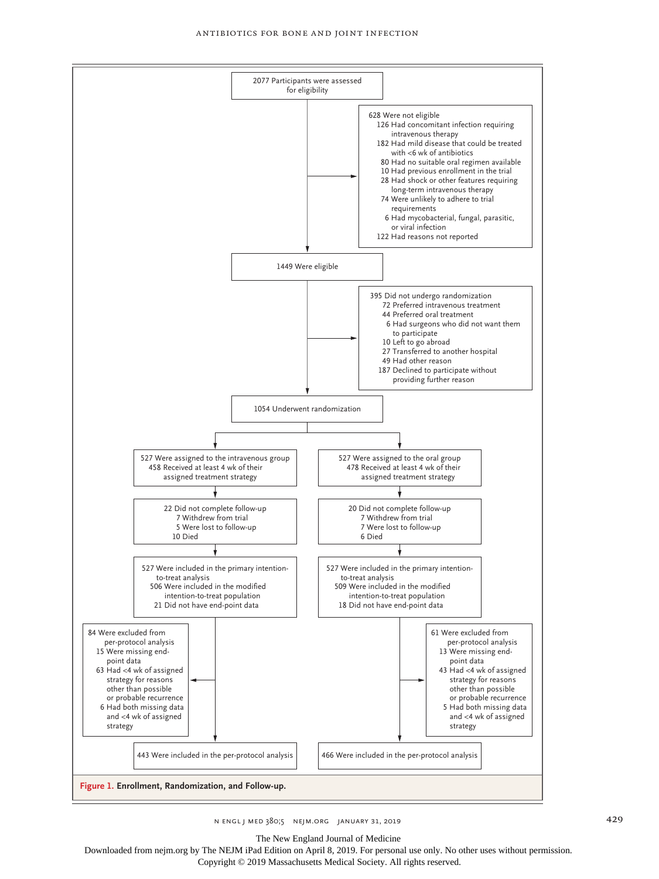2077 Participants were assessed for eligibility

628 Were not eligible
- 126 Had concomitant infection requiring intravenous therapy
- 182 Had mild disease that could be treated with <6 wk of antibiotics
- 80 Had no suitable oral regimen available
- 10 Had previous enrollment in the trial
- 28 Had shock or other features requiring long-term intravenous therapy
- 74 Were unlikely to adhere to trial requirements
- 6 Had mycobacterial, fungal, parasitic, or viral infection
- 122 Had reasons not reported

1449 Were eligible

395 Did not undergo randomization
- 72 Preferred intravenous treatment
- 44 Preferred oral treatment
- 6 Had surgeons who did not want them to participate
- 10 Left to go abroad
- 27 Transferred to another hospital
- 49 Had other reason
- 187 Declined to participate without providing further reason

1054 Underwent randomization

**Intravenous group**

527 Were assigned to the intravenous group
458 Received at least 4 wk of their assigned treatment strategy

22 Did not complete follow-up
- 7 Withdrew from trial
- 5 Were lost to follow-up
- 10 Died

527 Were included in the primary intention-to-treat analysis
506 Were included in the modified intention-to-treat population
21 Did not have end-point data

84 Were excluded from per-protocol analysis
- 15 Were missing end-point data
- 63 Had <4 wk of assigned strategy for reasons other than possible or probable recurrence
- 6 Had both missing data and <4 wk of assigned strategy

443 Were included in the per-protocol analysis

**Oral group**

527 Were assigned to the oral group
478 Received at least 4 wk of their assigned treatment strategy

20 Did not complete follow-up
- 7 Withdrew from trial
- 7 Were lost to follow-up
- 6 Died

527 Were included in the primary intention-to-treat analysis
509 Were included in the modified intention-to-treat population
18 Did not have end-point data

61 Were excluded from per-protocol analysis
- 13 Were missing end-point data
- 43 Had <4 wk of assigned strategy for reasons other than possible or probable recurrence
- 5 Had both missing data and <4 wk of assigned strategy

466 Were included in the per-protocol analysis

**Figure 1. Enrollment, Randomization, and Follow-up.**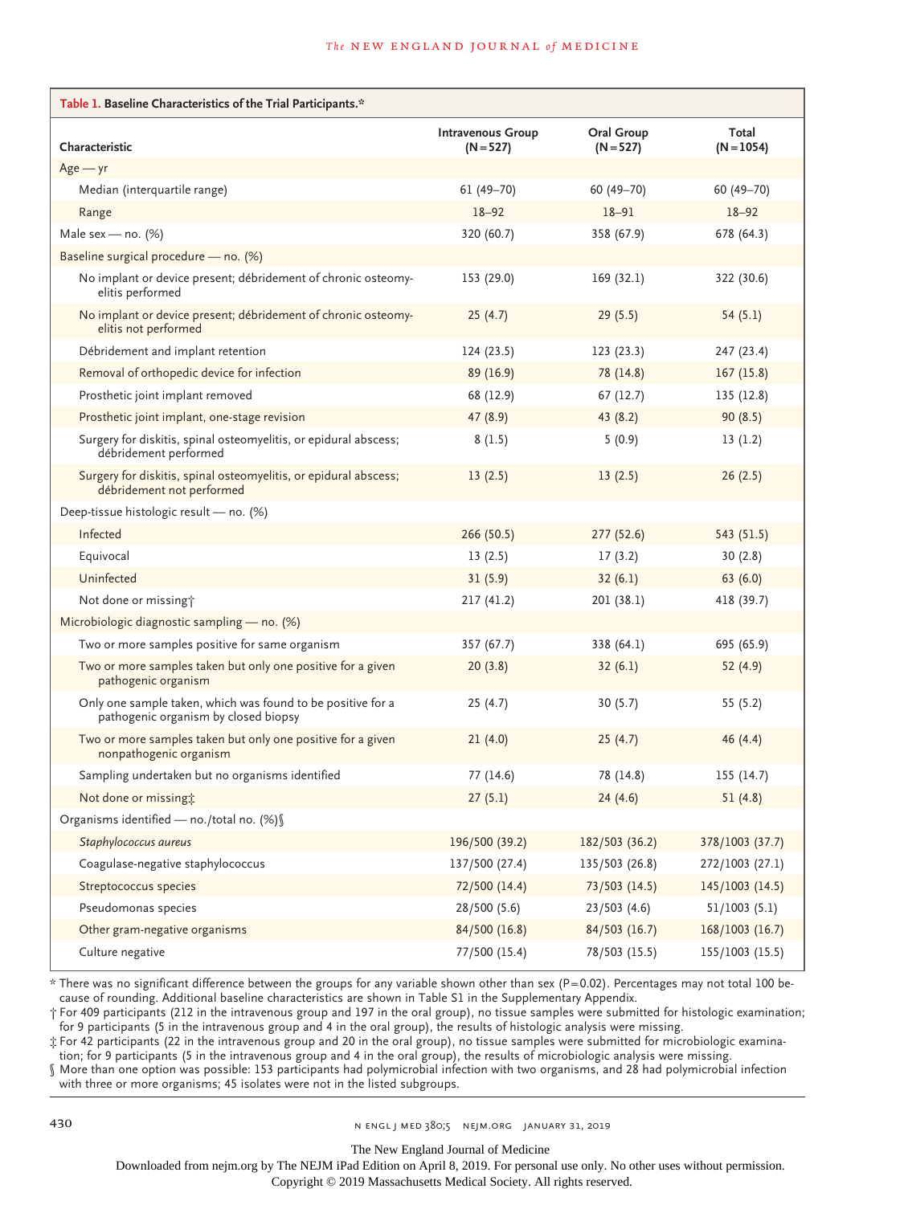**Table 1. Baseline Characteristics of the Trial Participants.***

| Characteristic | Intravenous Group (N=527) | Oral Group (N=527) | Total (N=1054) |
|---|---|---|---|
| Age — yr | | | |
| Median (interquartile range) | 61 (49–70) | 60 (49–70) | 60 (49–70) |
| Range | 18–92 | 18–91 | 18–92 |
| Male sex — no. (%) | 320 (60.7) | 358 (67.9) | 678 (64.3) |
| Baseline surgical procedure — no. (%) | | | |
| No implant or device present; débridement of chronic osteomyelitis performed | 153 (29.0) | 169 (32.1) | 322 (30.6) |
| No implant or device present; débridement of chronic osteomyelitis not performed | 25 (4.7) | 29 (5.5) | 54 (5.1) |
| Débridement and implant retention | 124 (23.5) | 123 (23.3) | 247 (23.4) |
| Removal of orthopedic device for infection | 89 (16.9) | 78 (14.8) | 167 (15.8) |
| Prosthetic joint implant removed | 68 (12.9) | 67 (12.7) | 135 (12.8) |
| Prosthetic joint implant, one-stage revision | 47 (8.9) | 43 (8.2) | 90 (8.5) |
| Surgery for diskitis, spinal osteomyelitis, or epidural abscess; débridement performed | 8 (1.5) | 5 (0.9) | 13 (1.2) |
| Surgery for diskitis, spinal osteomyelitis, or epidural abscess; débridement not performed | 13 (2.5) | 13 (2.5) | 26 (2.5) |
| Deep-tissue histologic result — no. (%) | | | |
| Infected | 266 (50.5) | 277 (52.6) | 543 (51.5) |
| Equivocal | 13 (2.5) | 17 (3.2) | 30 (2.8) |
| Uninfected | 31 (5.9) | 32 (6.1) | 63 (6.0) |
| Not done or missing† | 217 (41.2) | 201 (38.1) | 418 (39.7) |
| Microbiologic diagnostic sampling — no. (%) | | | |
| Two or more samples positive for same organism | 357 (67.7) | 338 (64.1) | 695 (65.9) |
| Two or more samples taken but only one positive for a given pathogenic organism | 20 (3.8) | 32 (6.1) | 52 (4.9) |
| Only one sample taken, which was found to be positive for a pathogenic organism by closed biopsy | 25 (4.7) | 30 (5.7) | 55 (5.2) |
| Two or more samples taken but only one positive for a given nonpathogenic organism | 21 (4.0) | 25 (4.7) | 46 (4.4) |
| Sampling undertaken but no organisms identified | 77 (14.6) | 78 (14.8) | 155 (14.7) |
| Not done or missing‡ | 27 (5.1) | 24 (4.6) | 51 (4.8) |
| Organisms identified — no./total no. (%)§ | | | |
| *Staphylococcus aureus* | 196/500 (39.2) | 182/503 (36.2) | 378/1003 (37.7) |
| Coagulase-negative staphylococcus | 137/500 (27.4) | 135/503 (26.8) | 272/1003 (27.1) |
| Streptococcus species | 72/500 (14.4) | 73/503 (14.5) | 145/1003 (14.5) |
| Pseudomonas species | 28/500 (5.6) | 23/503 (4.6) | 51/1003 (5.1) |
| Other gram-negative organisms | 84/500 (16.8) | 84/503 (16.7) | 168/1003 (16.7) |
| Culture negative | 77/500 (15.4) | 78/503 (15.5) | 155/1003 (15.5) |

\* There was no significant difference between the groups for any variable shown other than sex (P=0.02). Percentages may not total 100 because of rounding. Additional baseline characteristics are shown in Table S1 in the Supplementary Appendix.

† For 409 participants (212 in the intravenous group and 197 in the oral group), no tissue samples were submitted for histologic examination; for 9 participants (5 in the intravenous group and 4 in the oral group), the results of histologic analysis were missing.

‡ For 42 participants (22 in the intravenous group and 20 in the oral group), no tissue samples were submitted for microbiologic examination; for 9 participants (5 in the intravenous group and 4 in the oral group), the results of microbiologic analysis were missing.

§ More than one option was possible: 153 participants had polymicrobial infection with two organisms, and 28 had polymicrobial infection with three or more organisms; 45 isolates were not in the listed subgroups.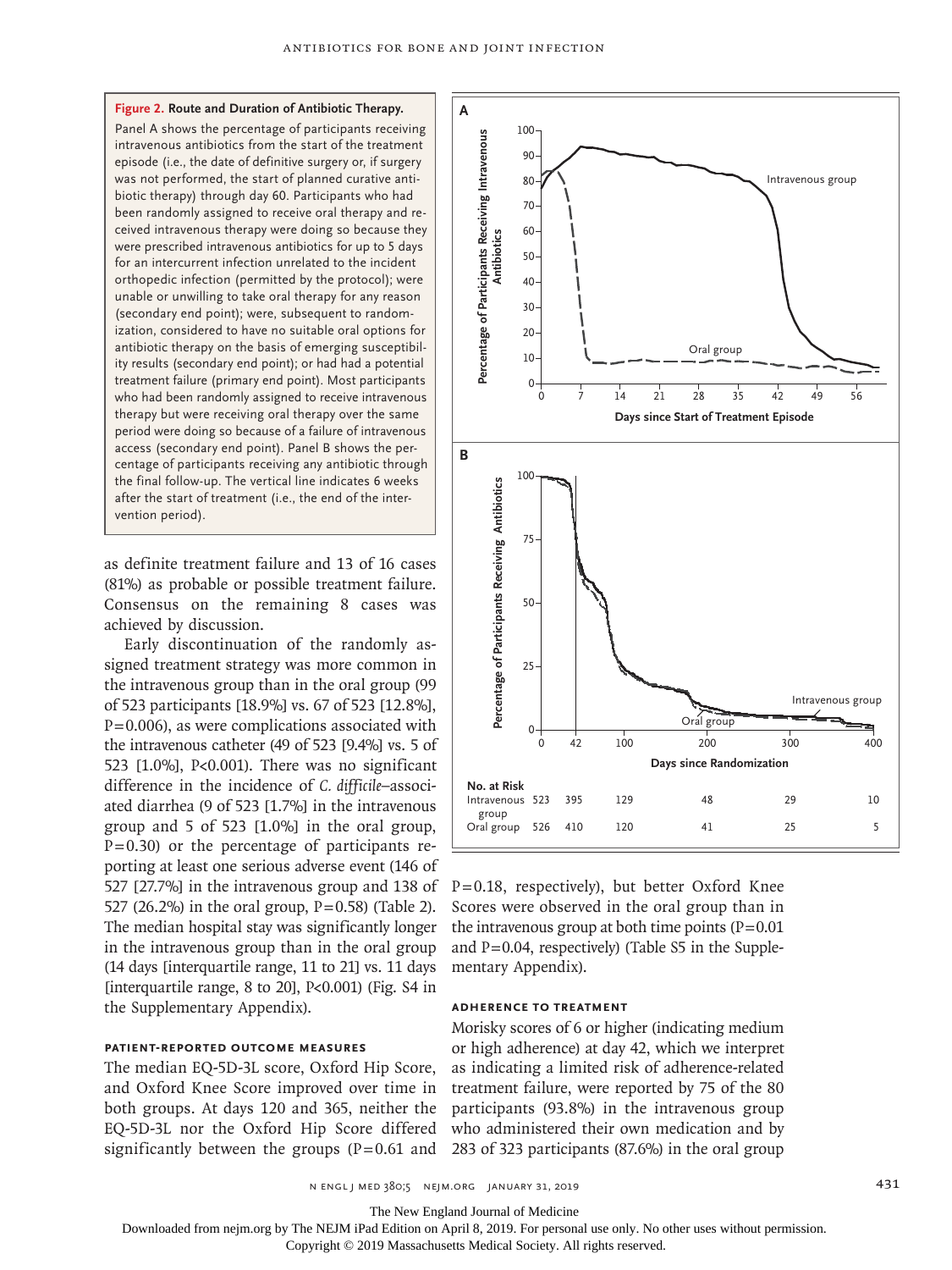**Figure 2. Route and Duration of Antibiotic Therapy.**

Panel A shows the percentage of participants receiving intravenous antibiotics from the start of the treatment episode (i.e., the date of definitive surgery or, if surgery was not performed, the start of planned curative antibiotic therapy) through day 60. Participants who had been randomly assigned to receive oral therapy and received intravenous therapy were doing so because they were prescribed intravenous antibiotics for up to 5 days for an intercurrent infection unrelated to the incident orthopedic infection (permitted by the protocol); were unable or unwilling to take oral therapy for any reason (secondary end point); were, subsequent to randomization, considered to have no suitable oral options for antibiotic therapy on the basis of emerging susceptibility results (secondary end point); or had had a potential treatment failure (primary end point). Most participants who had been randomly assigned to receive intravenous therapy but were receiving oral therapy over the same period were doing so because of a failure of intravenous access (secondary end point). Panel B shows the percentage of participants receiving any antibiotic through the final follow-up. The vertical line indicates 6 weeks after the start of treatment (i.e., the end of the intervention period).

| No. at Risk | | | | | | |
|---|---|---|---|---|---|---|
| Intravenous group | 523 | 395 | 129 | 48 | 29 | 10 |
| Oral group | 526 | 410 | 120 | 41 | 25 | 5 |

as definite treatment failure and 13 of 16 cases (81%) as probable or possible treatment failure. Consensus on the remaining 8 cases was achieved by discussion.

Early discontinuation of the randomly assigned treatment strategy was more common in the intravenous group than in the oral group (99 of 523 participants [18.9%] vs. 67 of 523 [12.8%], P=0.006), as were complications associated with the intravenous catheter (49 of 523 [9.4%] vs. 5 of 523 [1.0%], P<0.001). There was no significant difference in the incidence of *C. difficile*–associated diarrhea (9 of 523 [1.7%] in the intravenous group and 5 of 523 [1.0%] in the oral group, P=0.30) or the percentage of participants reporting at least one serious adverse event (146 of 527 [27.7%] in the intravenous group and 138 of 527 (26.2%) in the oral group, P=0.58) (Table 2). The median hospital stay was significantly longer in the intravenous group than in the oral group (14 days [interquartile range, 11 to 21] vs. 11 days [interquartile range, 8 to 20], P<0.001) (Fig. S4 in the Supplementary Appendix).

### Patient-Reported Outcome Measures

The median EQ-5D-3L score, Oxford Hip Score, and Oxford Knee Score improved over time in both groups. At days 120 and 365, neither the EQ-5D-3L nor the Oxford Hip Score differed significantly between the groups (P=0.61 and P=0.18, respectively), but better Oxford Knee Scores were observed in the oral group than in the intravenous group at both time points (P=0.01 and P=0.04, respectively) (Table S5 in the Supplementary Appendix).

### Adherence to Treatment

Morisky scores of 6 or higher (indicating medium or high adherence) at day 42, which we interpret as indicating a limited risk of adherence-related treatment failure, were reported by 75 of the 80 participants (93.8%) in the intravenous group who administered their own medication and by 283 of 323 participants (87.6%) in the oral group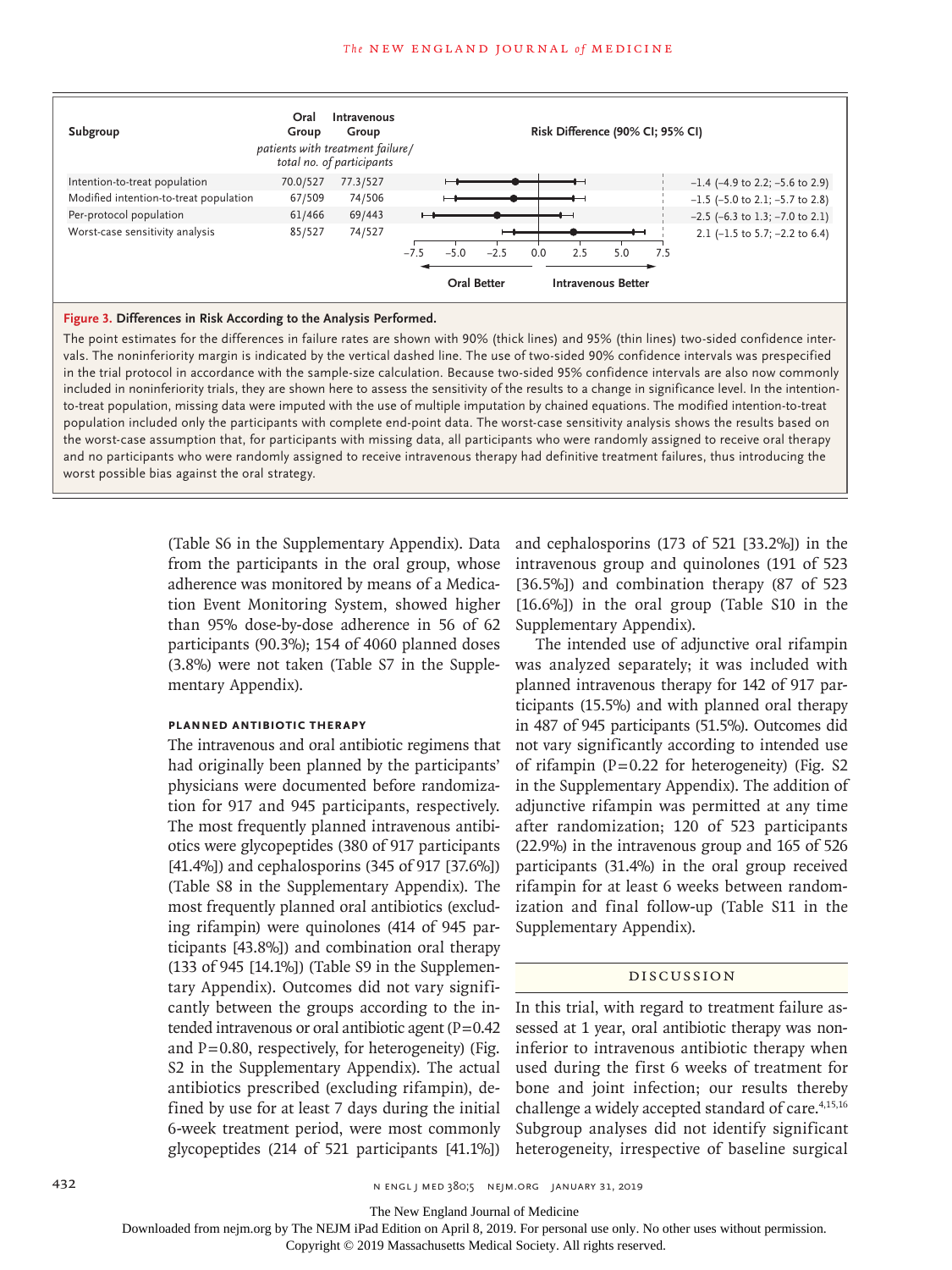| Subgroup | Oral Group | Intravenous Group | Risk Difference (90% CI; 95% CI) |
|---|---|---|---|
| | *patients with treatment failure/ total no. of participants* | | |
| Intention-to-treat population | 70.0/527 | 77.3/527 | −1.4 (−4.9 to 2.2; −5.6 to 2.9) |
| Modified intention-to-treat population | 67/509 | 74/506 | −1.5 (−5.0 to 2.1; −5.7 to 2.8) |
| Per-protocol population | 61/466 | 69/443 | −2.5 (−6.3 to 1.3; −7.0 to 2.1) |
| Worst-case sensitivity analysis | 85/527 | 74/527 | 2.1 (−1.5 to 5.7; −2.2 to 6.4) |

**Figure 3. Differences in Risk According to the Analysis Performed.**

The point estimates for the differences in failure rates are shown with 90% (thick lines) and 95% (thin lines) two-sided confidence intervals. The noninferiority margin is indicated by the vertical dashed line. The use of two-sided 90% confidence intervals was prespecified in the trial protocol in accordance with the sample-size calculation. Because two-sided 95% confidence intervals are also now commonly included in noninferiority trials, they are shown here to assess the sensitivity of the results to a change in significance level. In the intention-to-treat population, missing data were imputed with the use of multiple imputation by chained equations. The modified intention-to-treat population included only the participants with complete end-point data. The worst-case sensitivity analysis shows the results based on the worst-case assumption that, for participants with missing data, all participants who were randomly assigned to receive oral therapy and no participants who were randomly assigned to receive intravenous therapy had definitive treatment failures, thus introducing the worst possible bias against the oral strategy.

(Table S6 in the Supplementary Appendix). Data from the participants in the oral group, whose adherence was monitored by means of a Medication Event Monitoring System, showed higher than 95% dose-by-dose adherence in 56 of 62 participants (90.3%); 154 of 4060 planned doses (3.8%) were not taken (Table S7 in the Supplementary Appendix).

### Planned Antibiotic Therapy

The intravenous and oral antibiotic regimens that had originally been planned by the participants' physicians were documented before randomization for 917 and 945 participants, respectively. The most frequently planned intravenous antibiotics were glycopeptides (380 of 917 participants [41.4%]) and cephalosporins (345 of 917 [37.6%]) (Table S8 in the Supplementary Appendix). The most frequently planned oral antibiotics (excluding rifampin) were quinolones (414 of 945 participants [43.8%]) and combination oral therapy (133 of 945 [14.1%]) (Table S9 in the Supplementary Appendix). Outcomes did not vary significantly between the groups according to the intended intravenous or oral antibiotic agent (P=0.42 and P=0.80, respectively, for heterogeneity) (Fig. S2 in the Supplementary Appendix). The actual antibiotics prescribed (excluding rifampin), defined by use for at least 7 days during the initial 6-week treatment period, were most commonly glycopeptides (214 of 521 participants [41.1%]) and cephalosporins (173 of 521 [33.2%]) in the intravenous group and quinolones (191 of 523 [36.5%]) and combination therapy (87 of 523 [16.6%]) in the oral group (Table S10 in the Supplementary Appendix).

The intended use of adjunctive oral rifampin was analyzed separately; it was included with planned intravenous therapy for 142 of 917 participants (15.5%) and with planned oral therapy in 487 of 945 participants (51.5%). Outcomes did not vary significantly according to intended use of rifampin (P=0.22 for heterogeneity) (Fig. S2 in the Supplementary Appendix). The addition of adjunctive rifampin was permitted at any time after randomization; 120 of 523 participants (22.9%) in the intravenous group and 165 of 526 participants (31.4%) in the oral group received rifampin for at least 6 weeks between randomization and final follow-up (Table S11 in the Supplementary Appendix).

## Discussion

In this trial, with regard to treatment failure assessed at 1 year, oral antibiotic therapy was noninferior to intravenous antibiotic therapy when used during the first 6 weeks of treatment for bone and joint infection; our results thereby challenge a widely accepted standard of care.[4,15,16] Subgroup analyses did not identify significant heterogeneity, irrespective of baseline surgical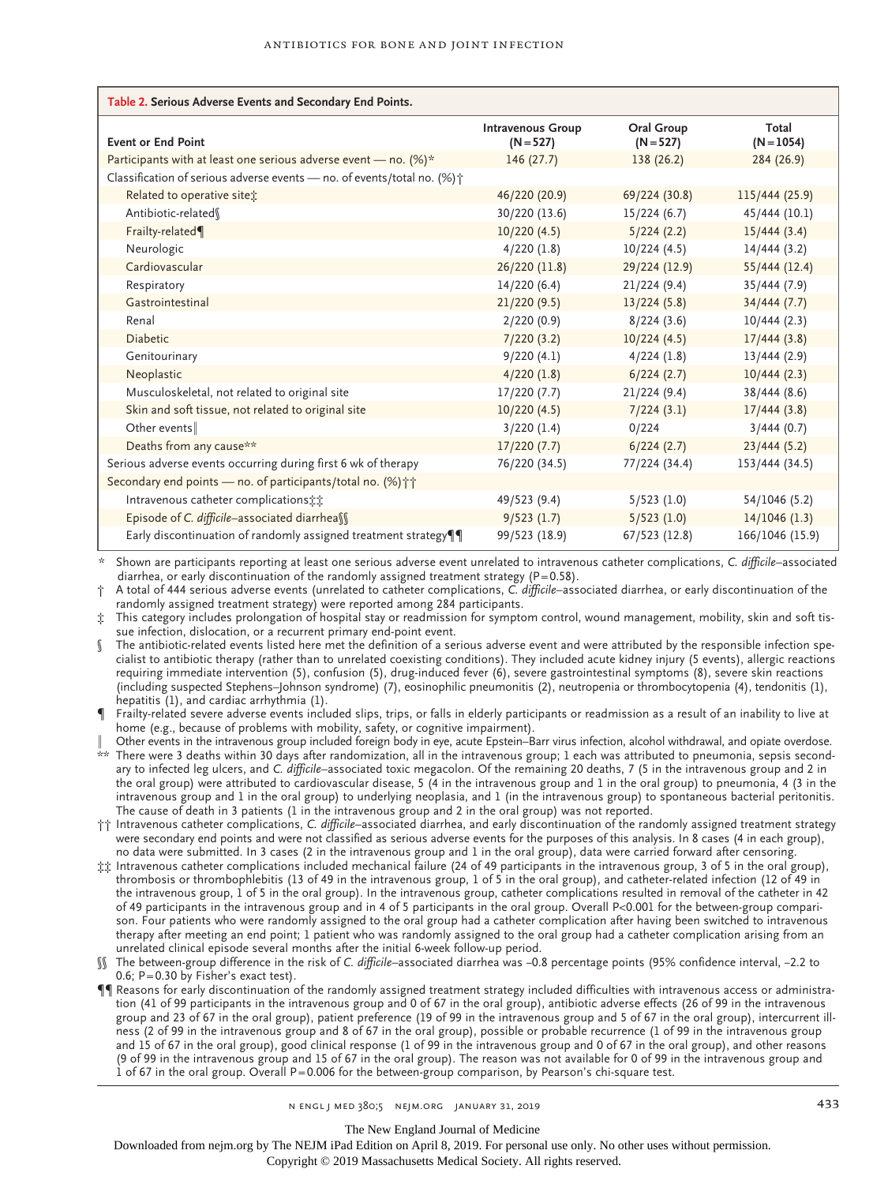**Table 2. Serious Adverse Events and Secondary End Points.**

| Event or End Point | Intravenous Group (N=527) | Oral Group (N=527) | Total (N=1054) |
|---|---|---|---|
| Participants with at least one serious adverse event — no. (%)* | 146 (27.7) | 138 (26.2) | 284 (26.9) |
| Classification of serious adverse events — no. of events/total no. (%)† | | | |
| Related to operative site‡ | 46/220 (20.9) | 69/224 (30.8) | 115/444 (25.9) |
| Antibiotic-related§ | 30/220 (13.6) | 15/224 (6.7) | 45/444 (10.1) |
| Frailty-related¶ | 10/220 (4.5) | 5/224 (2.2) | 15/444 (3.4) |
| Neurologic | 4/220 (1.8) | 10/224 (4.5) | 14/444 (3.2) |
| Cardiovascular | 26/220 (11.8) | 29/224 (12.9) | 55/444 (12.4) |
| Respiratory | 14/220 (6.4) | 21/224 (9.4) | 35/444 (7.9) |
| Gastrointestinal | 21/220 (9.5) | 13/224 (5.8) | 34/444 (7.7) |
| Renal | 2/220 (0.9) | 8/224 (3.6) | 10/444 (2.3) |
| Diabetic | 7/220 (3.2) | 10/224 (4.5) | 17/444 (3.8) |
| Genitourinary | 9/220 (4.1) | 4/224 (1.8) | 13/444 (2.9) |
| Neoplastic | 4/220 (1.8) | 6/224 (2.7) | 10/444 (2.3) |
| Musculoskeletal, not related to original site | 17/220 (7.7) | 21/224 (9.4) | 38/444 (8.6) |
| Skin and soft tissue, not related to original site | 10/220 (4.5) | 7/224 (3.1) | 17/444 (3.8) |
| Other events‖ | 3/220 (1.4) | 0/224 | 3/444 (0.7) |
| Deaths from any cause** | 17/220 (7.7) | 6/224 (2.7) | 23/444 (5.2) |
| Serious adverse events occurring during first 6 wk of therapy | 76/220 (34.5) | 77/224 (34.4) | 153/444 (34.5) |
| Secondary end points — no. of participants/total no. (%)†† | | | |
| Intravenous catheter complications‡‡ | 49/523 (9.4) | 5/523 (1.0) | 54/1046 (5.2) |
| Episode of *C. difficile*–associated diarrhea§§ | 9/523 (1.7) | 5/523 (1.0) | 14/1046 (1.3) |
| Early discontinuation of randomly assigned treatment strategy¶¶ | 99/523 (18.9) | 67/523 (12.8) | 166/1046 (15.9) |

\* Shown are participants reporting at least one serious adverse event unrelated to intravenous catheter complications, *C. difficile*–associated diarrhea, or early discontinuation of the randomly assigned treatment strategy (P=0.58).

† A total of 444 serious adverse events (unrelated to catheter complications, *C. difficile*–associated diarrhea, or early discontinuation of the randomly assigned treatment strategy) were reported among 284 participants.

‡ This category includes prolongation of hospital stay or readmission for symptom control, wound management, mobility, skin and soft tissue infection, dislocation, or a recurrent primary end-point event.

§ The antibiotic-related events listed here met the definition of a serious adverse event and were attributed by the responsible infection specialist to antibiotic therapy (rather than to unrelated coexisting conditions). They included acute kidney injury (5 events), allergic reactions requiring immediate intervention (5), confusion (5), drug-induced fever (6), severe gastrointestinal symptoms (8), severe skin reactions (including suspected Stephens–Johnson syndrome) (7), eosinophilic pneumonitis (2), neutropenia or thrombocytopenia (4), tendonitis (1), hepatitis (1), and cardiac arrhythmia (1).

¶ Frailty-related severe adverse events included slips, trips, or falls in elderly participants or readmission as a result of an inability to live at home (e.g., because of problems with mobility, safety, or cognitive impairment).

‖ Other events in the intravenous group included foreign body in eye, acute Epstein–Barr virus infection, alcohol withdrawal, and opiate overdose.

\** There were 3 deaths within 30 days after randomization, all in the intravenous group; 1 each was attributed to pneumonia, sepsis secondary to infected leg ulcers, and *C. difficile*–associated toxic megacolon. Of the remaining 20 deaths, 7 (5 in the intravenous group and 2 in the oral group) were attributed to cardiovascular disease, 5 (4 in the intravenous group and 1 in the oral group) to pneumonia, 4 (3 in the intravenous group and 1 in the oral group) to underlying neoplasia, and 1 (in the intravenous group) to spontaneous bacterial peritonitis. The cause of death in 3 patients (1 in the intravenous group and 2 in the oral group) was not reported.

†† Intravenous catheter complications, *C. difficile*–associated diarrhea, and early discontinuation of the randomly assigned treatment strategy were secondary end points and were not classified as serious adverse events for the purposes of this analysis. In 8 cases (4 in each group), no data were submitted. In 3 cases (2 in the intravenous group and 1 in the oral group), data were carried forward after censoring.

‡‡ Intravenous catheter complications included mechanical failure (24 of 49 participants in the intravenous group, 3 of 5 in the oral group), thrombosis or thrombophlebitis (13 of 49 in the intravenous group, 1 of 5 in the oral group), and catheter-related infection (12 of 49 in the intravenous group, 1 of 5 in the oral group). In the intravenous group, catheter complications resulted in removal of the catheter in 42 of 49 participants in the intravenous group and in 4 of 5 participants in the oral group. Overall P<0.001 for the between-group comparison. Four patients who were randomly assigned to the oral group had a catheter complication after having been switched to intravenous therapy after meeting an end point; 1 patient who was randomly assigned to the oral group had a catheter complication arising from an unrelated clinical episode several months after the initial 6-week follow-up period.

§§ The between-group difference in the risk of *C. difficile*–associated diarrhea was −0.8 percentage points (95% confidence interval, −2.2 to 0.6; P=0.30 by Fisher's exact test).

¶¶ Reasons for early discontinuation of the randomly assigned treatment strategy included difficulties with intravenous access or administration (41 of 99 participants in the intravenous group and 0 of 67 in the oral group), antibiotic adverse effects (26 of 99 in the intravenous group and 23 of 67 in the oral group), patient preference (19 of 99 in the intravenous group and 5 of 67 in the oral group), intercurrent illness (2 of 99 in the intravenous group and 8 of 67 in the oral group), possible or probable recurrence (1 of 99 in the intravenous group and 15 of 67 in the oral group), good clinical response (1 of 99 in the intravenous group and 0 of 67 in the oral group), and other reasons (9 of 99 in the intravenous group and 15 of 67 in the oral group). The reason was not available for 0 of 99 in the intravenous group and 1 of 67 in the oral group. Overall P=0.006 for the between-group comparison, by Pearson's chi-square test.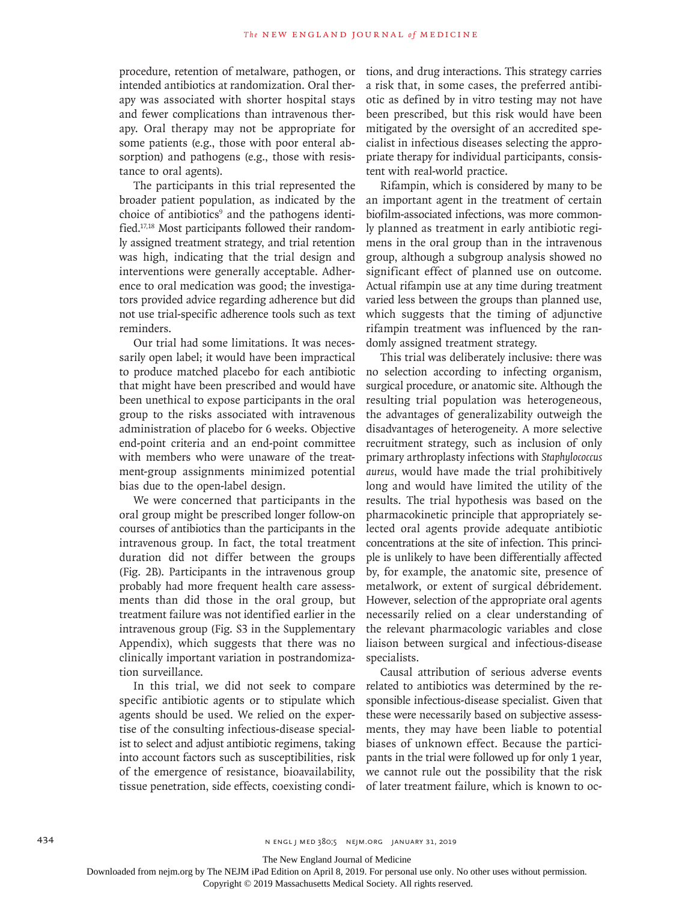procedure, retention of metalware, pathogen, or intended antibiotics at randomization. Oral therapy was associated with shorter hospital stays and fewer complications than intravenous therapy. Oral therapy may not be appropriate for some patients (e.g., those with poor enteral absorption) and pathogens (e.g., those with resistance to oral agents).

The participants in this trial represented the broader patient population, as indicated by the choice of antibiotics[9] and the pathogens identified.[17,18] Most participants followed their randomly assigned treatment strategy, and trial retention was high, indicating that the trial design and interventions were generally acceptable. Adherence to oral medication was good; the investigators provided advice regarding adherence but did not use trial-specific adherence tools such as text reminders.

Our trial had some limitations. It was necessarily open label; it would have been impractical to produce matched placebo for each antibiotic that might have been prescribed and would have been unethical to expose participants in the oral group to the risks associated with intravenous administration of placebo for 6 weeks. Objective end-point criteria and an end-point committee with members who were unaware of the treatment-group assignments minimized potential bias due to the open-label design.

We were concerned that participants in the oral group might be prescribed longer follow-on courses of antibiotics than the participants in the intravenous group. In fact, the total treatment duration did not differ between the groups (Fig. 2B). Participants in the intravenous group probably had more frequent health care assessments than did those in the oral group, but treatment failure was not identified earlier in the intravenous group (Fig. S3 in the Supplementary Appendix), which suggests that there was no clinically important variation in postrandomization surveillance.

In this trial, we did not seek to compare specific antibiotic agents or to stipulate which agents should be used. We relied on the expertise of the consulting infectious-disease specialist to select and adjust antibiotic regimens, taking into account factors such as susceptibilities, risk of the emergence of resistance, bioavailability, tissue penetration, side effects, coexisting conditions, and drug interactions. This strategy carries a risk that, in some cases, the preferred antibiotic as defined by in vitro testing may not have been prescribed, but this risk would have been mitigated by the oversight of an accredited specialist in infectious diseases selecting the appropriate therapy for individual participants, consistent with real-world practice.

Rifampin, which is considered by many to be an important agent in the treatment of certain biofilm-associated infections, was more commonly planned as treatment in early antibiotic regimens in the oral group than in the intravenous group, although a subgroup analysis showed no significant effect of planned use on outcome. Actual rifampin use at any time during treatment varied less between the groups than planned use, which suggests that the timing of adjunctive rifampin treatment was influenced by the randomly assigned treatment strategy.

This trial was deliberately inclusive: there was no selection according to infecting organism, surgical procedure, or anatomic site. Although the resulting trial population was heterogeneous, the advantages of generalizability outweigh the disadvantages of heterogeneity. A more selective recruitment strategy, such as inclusion of only primary arthroplasty infections with *Staphylococcus aureus*, would have made the trial prohibitively long and would have limited the utility of the results. The trial hypothesis was based on the pharmacokinetic principle that appropriately selected oral agents provide adequate antibiotic concentrations at the site of infection. This principle is unlikely to have been differentially affected by, for example, the anatomic site, presence of metalwork, or extent of surgical débridement. However, selection of the appropriate oral agents necessarily relied on a clear understanding of the relevant pharmacologic variables and close liaison between surgical and infectious-disease specialists.

Causal attribution of serious adverse events related to antibiotics was determined by the responsible infectious-disease specialist. Given that these were necessarily based on subjective assessments, they may have been liable to potential biases of unknown effect. Because the participants in the trial were followed up for only 1 year, we cannot rule out the possibility that the risk of later treatment failure, which is known to oc-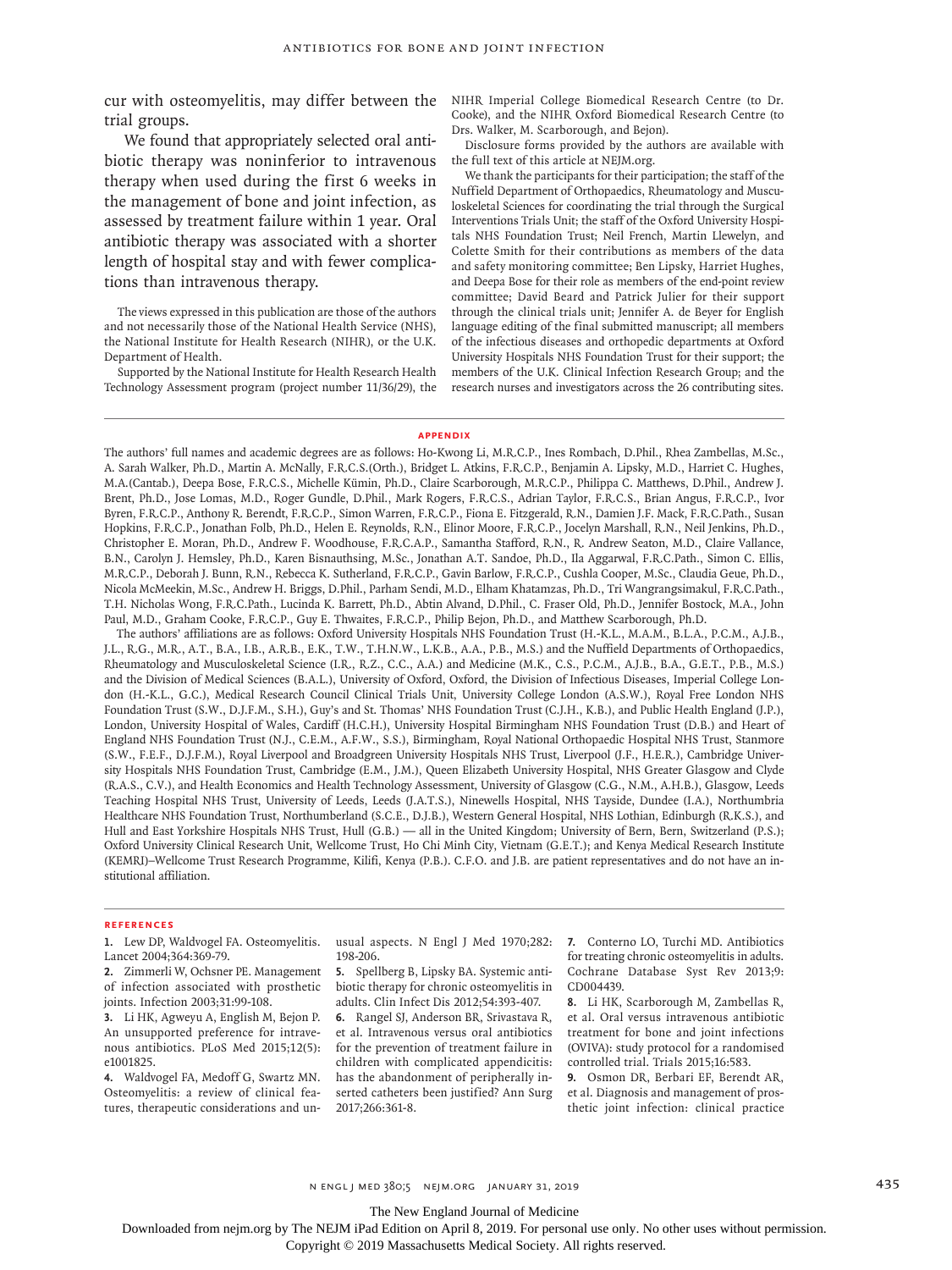cur with osteomyelitis, may differ between the trial groups.

We found that appropriately selected oral antibiotic therapy was noninferior to intravenous therapy when used during the first 6 weeks in the management of bone and joint infection, as assessed by treatment failure within 1 year. Oral antibiotic therapy was associated with a shorter length of hospital stay and with fewer complications than intravenous therapy.

The views expressed in this publication are those of the authors and not necessarily those of the National Health Service (NHS), the National Institute for Health Research (NIHR), or the U.K. Department of Health.

Supported by the National Institute for Health Research Health Technology Assessment program (project number 11/36/29), the NIHR Imperial College Biomedical Research Centre (to Dr. Cooke), and the NIHR Oxford Biomedical Research Centre (to Drs. Walker, M. Scarborough, and Bejon).

Disclosure forms provided by the authors are available with the full text of this article at NEJM.org.

We thank the participants for their participation; the staff of the Nuffield Department of Orthopaedics, Rheumatology and Musculoskeletal Sciences for coordinating the trial through the Surgical Interventions Trials Unit; the staff of the Oxford University Hospitals NHS Foundation Trust; Neil French, Martin Llewelyn, and Colette Smith for their contributions as members of the data and safety monitoring committee; Ben Lipsky, Harriet Hughes, and Deepa Bose for their role as members of the end-point review committee; David Beard and Patrick Julier for their support through the clinical trials unit; Jennifer A. de Beyer for English language editing of the final submitted manuscript; all members of the infectious diseases and orthopedic departments at Oxford University Hospitals NHS Foundation Trust for their support; the members of the U.K. Clinical Infection Research Group; and the research nurses and investigators across the 26 contributing sites.

## Appendix

The authors' full names and academic degrees are as follows: Ho-Kwong Li, M.R.C.P., Ines Rombach, D.Phil., Rhea Zambellas, M.Sc., A. Sarah Walker, Ph.D., Martin A. McNally, F.R.C.S.(Orth.), Bridget L. Atkins, F.R.C.P., Benjamin A. Lipsky, M.D., Harriet C. Hughes, M.A.(Cantab.), Deepa Bose, F.R.C.S., Michelle Kümin, Ph.D., Claire Scarborough, M.R.C.P., Philippa C. Matthews, D.Phil., Andrew J. Brent, Ph.D., Jose Lomas, M.D., Roger Gundle, D.Phil., Mark Rogers, F.R.C.S., Adrian Taylor, F.R.C.S., Brian Angus, F.R.C.P., Ivor Byren, F.R.C.P., Anthony R. Berendt, F.R.C.P., Simon Warren, F.R.C.P., Fiona E. Fitzgerald, R.N., Damien J.F. Mack, F.R.C.Path., Susan Hopkins, F.R.C.P., Jonathan Folb, Ph.D., Helen E. Reynolds, R.N., Elinor Moore, F.R.C.P., Jocelyn Marshall, R.N., Neil Jenkins, Ph.D., Christopher E. Moran, Ph.D., Andrew F. Woodhouse, F.R.C.A.P., Samantha Stafford, R.N., R. Andrew Seaton, M.D., Claire Vallance, B.N., Carolyn J. Hemsley, Ph.D., Karen Bisnauthsing, M.Sc., Jonathan A.T. Sandoe, Ph.D., Ila Aggarwal, F.R.C.Path., Simon C. Ellis, M.R.C.P., Deborah J. Bunn, R.N., Rebecca K. Sutherland, F.R.C.P., Gavin Barlow, F.R.C.P., Cushla Cooper, M.Sc., Claudia Geue, Ph.D., Nicola McMeekin, M.Sc., Andrew H. Briggs, D.Phil., Parham Sendi, M.D., Elham Khatamzas, Ph.D., Tri Wangrangsimakul, F.R.C.Path., T.H. Nicholas Wong, F.R.C.Path., Lucinda K. Barrett, Ph.D., Abtin Alvand, D.Phil., C. Fraser Old, Ph.D., Jennifer Bostock, M.A., John Paul, M.D., Graham Cooke, F.R.C.P., Guy E. Thwaites, F.R.C.P., Philip Bejon, Ph.D., and Matthew Scarborough, Ph.D.

The authors' affiliations are as follows: Oxford University Hospitals NHS Foundation Trust (H.-K.L., M.A.M., B.L.A., P.C.M., A.J.B., J.L., R.G., M.R., A.T., B.A., I.B., A.R.B., E.K., T.W., T.H.N.W., L.K.B., A.A., P.B., M.S.) and the Nuffield Departments of Orthopaedics, Rheumatology and Musculoskeletal Science (I.R., R.Z., C.C., A.A.) and Medicine (M.K., C.S., P.C.M., A.J.B., B.A., G.E.T., P.B., M.S.) and the Division of Medical Sciences (B.A.L.), University of Oxford, Oxford, the Division of Infectious Diseases, Imperial College London (H.-K.L., G.C.), Medical Research Council Clinical Trials Unit, University College London (A.S.W.), Royal Free London NHS Foundation Trust (S.W., D.J.F.M., S.H.), Guy's and St. Thomas' NHS Foundation Trust (C.J.H., K.B.), and Public Health England (J.P.), London, University Hospital of Wales, Cardiff (H.C.H.), University Hospital Birmingham NHS Foundation Trust (D.B.) and Heart of England NHS Foundation Trust (N.J., C.E.M., A.F.W., S.S.), Birmingham, Royal National Orthopaedic Hospital NHS Trust, Stanmore (S.W., F.E.F., D.J.F.M.), Royal Liverpool and Broadgreen University Hospitals NHS Trust, Liverpool (J.F., H.E.R.), Cambridge University Hospitals NHS Foundation Trust, Cambridge (E.M., J.M.), Queen Elizabeth University Hospital, NHS Greater Glasgow and Clyde (R.A.S., C.V.), and Health Economics and Health Technology Assessment, University of Glasgow (C.G., N.M., A.H.B.), Glasgow, Leeds Teaching Hospital NHS Trust, University of Leeds, Leeds (J.A.T.S.), Ninewells Hospital, NHS Tayside, Dundee (I.A.), Northumbria Healthcare NHS Foundation Trust, Northumberland (S.C.E., D.J.B.), Western General Hospital, NHS Lothian, Edinburgh (R.K.S.), and Hull and East Yorkshire Hospitals NHS Trust, Hull (G.B.) — all in the United Kingdom; University of Bern, Bern, Switzerland (P.S.); Oxford University Clinical Research Unit, Wellcome Trust, Ho Chi Minh City, Vietnam (G.E.T.); and Kenya Medical Research Institute (KEMRI)–Wellcome Trust Research Programme, Kilifi, Kenya (P.B.). C.F.O. and J.B. are patient representatives and do not have an institutional affiliation.

## References

1. Lew DP, Waldvogel FA. Osteomyelitis. Lancet 2004;364:369-79.
2. Zimmerli W, Ochsner PE. Management of infection associated with prosthetic joints. Infection 2003;31:99-108.
3. Li HK, Agweyu A, English M, Bejon P. An unsupported preference for intravenous antibiotics. PLoS Med 2015;12(5):e1001825.
4. Waldvogel FA, Medoff G, Swartz MN. Osteomyelitis: a review of clinical features, therapeutic considerations and unusual aspects. N Engl J Med 1970;282:198-206.
5. Spellberg B, Lipsky BA. Systemic antibiotic therapy for chronic osteomyelitis in adults. Clin Infect Dis 2012;54:393-407.
6. Rangel SJ, Anderson BR, Srivastava R, et al. Intravenous versus oral antibiotics for the prevention of treatment failure in children with complicated appendicitis: has the abandonment of peripherally inserted catheters been justified? Ann Surg 2017;266:361-8.
7. Conterno LO, Turchi MD. Antibiotics for treating chronic osteomyelitis in adults. Cochrane Database Syst Rev 2013;9:CD004439.
8. Li HK, Scarborough M, Zambellas R, et al. Oral versus intravenous antibiotic treatment for bone and joint infections (OVIVA): study protocol for a randomised controlled trial. Trials 2015;16:583.
9. Osmon DR, Berbari EF, Berendt AR, et al. Diagnosis and management of prosthetic joint infection: clinical practice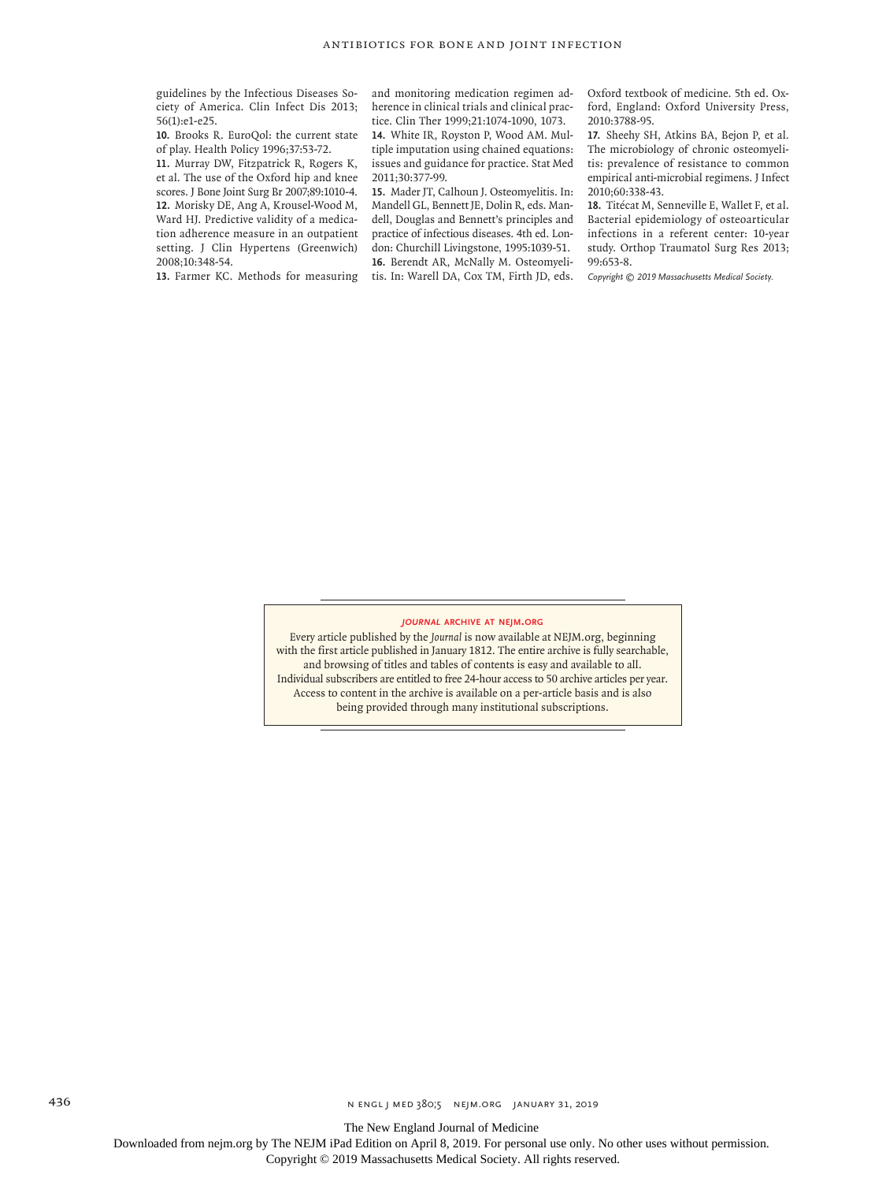guidelines by the Infectious Diseases Society of America. Clin Infect Dis 2013; 56(1):e1-e25.

**10.** Brooks R. EuroQol: the current state of play. Health Policy 1996;37:53-72.

**11.** Murray DW, Fitzpatrick R, Rogers K, et al. The use of the Oxford hip and knee scores. J Bone Joint Surg Br 2007;89:1010-4.

**12.** Morisky DE, Ang A, Krousel-Wood M, Ward HJ. Predictive validity of a medication adherence measure in an outpatient setting. J Clin Hypertens (Greenwich) 2008;10:348-54.

**13.** Farmer KC. Methods for measuring and monitoring medication regimen adherence in clinical trials and clinical practice. Clin Ther 1999;21:1074-1090, 1073.

**14.** White IR, Royston P, Wood AM. Multiple imputation using chained equations: issues and guidance for practice. Stat Med 2011;30:377-99.

**15.** Mader JT, Calhoun J. Osteomyelitis. In: Mandell GL, Bennett JE, Dolin R, eds. Mandell, Douglas and Bennett's principles and practice of infectious diseases. 4th ed. London: Churchill Livingstone, 1995:1039-51.

**16.** Berendt AR, McNally M. Osteomyelitis. In: Warell DA, Cox TM, Firth JD, eds. Oxford textbook of medicine. 5th ed. Oxford, England: Oxford University Press, 2010:3788-95.

**17.** Sheehy SH, Atkins BA, Bejon P, et al. The microbiology of chronic osteomyelitis: prevalence of resistance to common empirical anti-microbial regimens. J Infect 2010;60:338-43.

**18.** Titécat M, Senneville E, Wallet F, et al. Bacterial epidemiology of osteoarticular infections in a referent center: 10-year study. Orthop Traumatol Surg Res 2013; 99:653-8.

*Copyright © 2019 Massachusetts Medical Society.*

***JOURNAL* ARCHIVE AT NEJM.ORG**

Every article published by the *Journal* is now available at NEJM.org, beginning with the first article published in January 1812. The entire archive is fully searchable, and browsing of titles and tables of contents is easy and available to all. Individual subscribers are entitled to free 24-hour access to 50 archive articles per year. Access to content in the archive is available on a per-article basis and is also being provided through many institutional subscriptions.